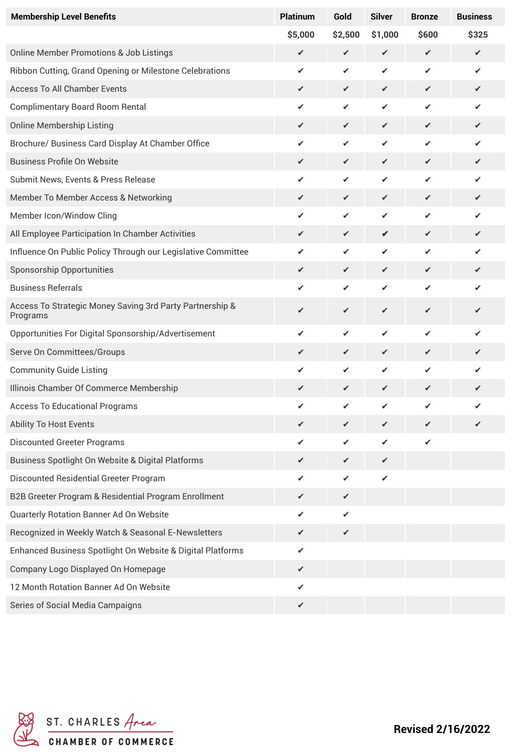| Membership Level Benefits | Platinum | Gold | Silver | Bronze | Business |
|---|---|---|---|---|---|
| | $5,000 | $2,500 | $1,000 | $600 | $325 |
| Online Member Promotions & Job Listings | ✔ | ✔ | ✔ | ✔ | ✔ |
| Ribbon Cutting, Grand Opening or Milestone Celebrations | ✔ | ✔ | ✔ | ✔ | ✔ |
| Access To All Chamber Events | ✔ | ✔ | ✔ | ✔ | ✔ |
| Complimentary Board Room Rental | ✔ | ✔ | ✔ | ✔ | ✔ |
| Online Membership Listing | ✔ | ✔ | ✔ | ✔ | ✔ |
| Brochure/ Business Card Display At Chamber Office | ✔ | ✔ | ✔ | ✔ | ✔ |
| Business Profile On Website | ✔ | ✔ | ✔ | ✔ | ✔ |
| Submit News, Events & Press Release | ✔ | ✔ | ✔ | ✔ | ✔ |
| Member To Member Access & Networking | ✔ | ✔ | ✔ | ✔ | ✔ |
| Member Icon/Window Cling | ✔ | ✔ | ✔ | ✔ | ✔ |
| All Employee Participation In Chamber Activities | ✔ | ✔ | ✔ | ✔ | ✔ |
| Influence On Public Policy Through our Legislative Committee | ✔ | ✔ | ✔ | ✔ | ✔ |
| Sponsorship Opportunities | ✔ | ✔ | ✔ | ✔ | ✔ |
| Business Referrals | ✔ | ✔ | ✔ | ✔ | ✔ |
| Access To Strategic Money Saving 3rd Party Partnership & Programs | ✔ | ✔ | ✔ | ✔ | ✔ |
| Opportunities For Digital Sponsorship/Advertisement | ✔ | ✔ | ✔ | ✔ | ✔ |
| Serve On Committees/Groups | ✔ | ✔ | ✔ | ✔ | ✔ |
| Community Guide Listing | ✔ | ✔ | ✔ | ✔ | ✔ |
| Illinois Chamber Of Commerce Membership | ✔ | ✔ | ✔ | ✔ | ✔ |
| Access To Educational Programs | ✔ | ✔ | ✔ | ✔ | ✔ |
| Ability To Host Events | ✔ | ✔ | ✔ | ✔ | ✔ |
| Discounted Greeter Programs | ✔ | ✔ | ✔ | ✔ | |
| Business Spotlight On Website & Digital Platforms | ✔ | ✔ | ✔ | | |
| Discounted Residential Greeter Program | ✔ | ✔ | ✔ | | |
| B2B Greeter Program & Residential Program Enrollment | ✔ | ✔ | | | |
| Quarterly Rotation Banner Ad On Website | ✔ | ✔ | | | |
| Recognized in Weekly Watch & Seasonal E-Newsletters | ✔ | ✔ | | | |
| Enhanced Business Spotlight On Website & Digital Platforms | ✔ | | | | |
| Company Logo Displayed On Homepage | ✔ | | | | |
| 12 Month Rotation Banner Ad On Website | ✔ | | | | |
| Series of Social Media Campaigns | ✔ | | | | |

ST. CHARLES *Area* CHAMBER OF COMMERCE

**Revised 2/16/2022**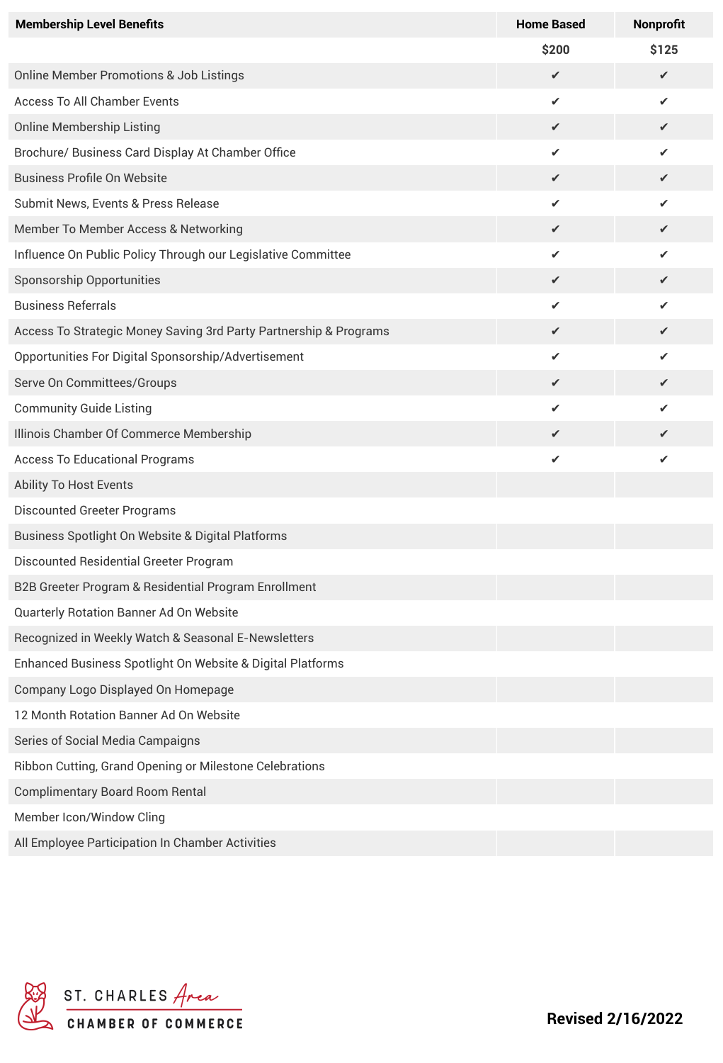| Membership Level Benefits | Home Based | Nonprofit |
|---|---|---|
| | $200 | $125 |
| Online Member Promotions & Job Listings | ✔ | ✔ |
| Access To All Chamber Events | ✔ | ✔ |
| Online Membership Listing | ✔ | ✔ |
| Brochure/ Business Card Display At Chamber Office | ✔ | ✔ |
| Business Profile On Website | ✔ | ✔ |
| Submit News, Events & Press Release | ✔ | ✔ |
| Member To Member Access & Networking | ✔ | ✔ |
| Influence On Public Policy Through our Legislative Committee | ✔ | ✔ |
| Sponsorship Opportunities | ✔ | ✔ |
| Business Referrals | ✔ | ✔ |
| Access To Strategic Money Saving 3rd Party Partnership & Programs | ✔ | ✔ |
| Opportunities For Digital Sponsorship/Advertisement | ✔ | ✔ |
| Serve On Committees/Groups | ✔ | ✔ |
| Community Guide Listing | ✔ | ✔ |
| Illinois Chamber Of Commerce Membership | ✔ | ✔ |
| Access To Educational Programs | ✔ | ✔ |
| Ability To Host Events | | |
| Discounted Greeter Programs | | |
| Business Spotlight On Website & Digital Platforms | | |
| Discounted Residential Greeter Program | | |
| B2B Greeter Program & Residential Program Enrollment | | |
| Quarterly Rotation Banner Ad On Website | | |
| Recognized in Weekly Watch & Seasonal E-Newsletters | | |
| Enhanced Business Spotlight On Website & Digital Platforms | | |
| Company Logo Displayed On Homepage | | |
| 12 Month Rotation Banner Ad On Website | | |
| Series of Social Media Campaigns | | |
| Ribbon Cutting, Grand Opening or Milestone Celebrations | | |
| Complimentary Board Room Rental | | |
| Member Icon/Window Cling | | |
| All Employee Participation In Chamber Activities | | |

ST. CHARLES *Area* CHAMBER OF COMMERCE

**Revised 2/16/2022**